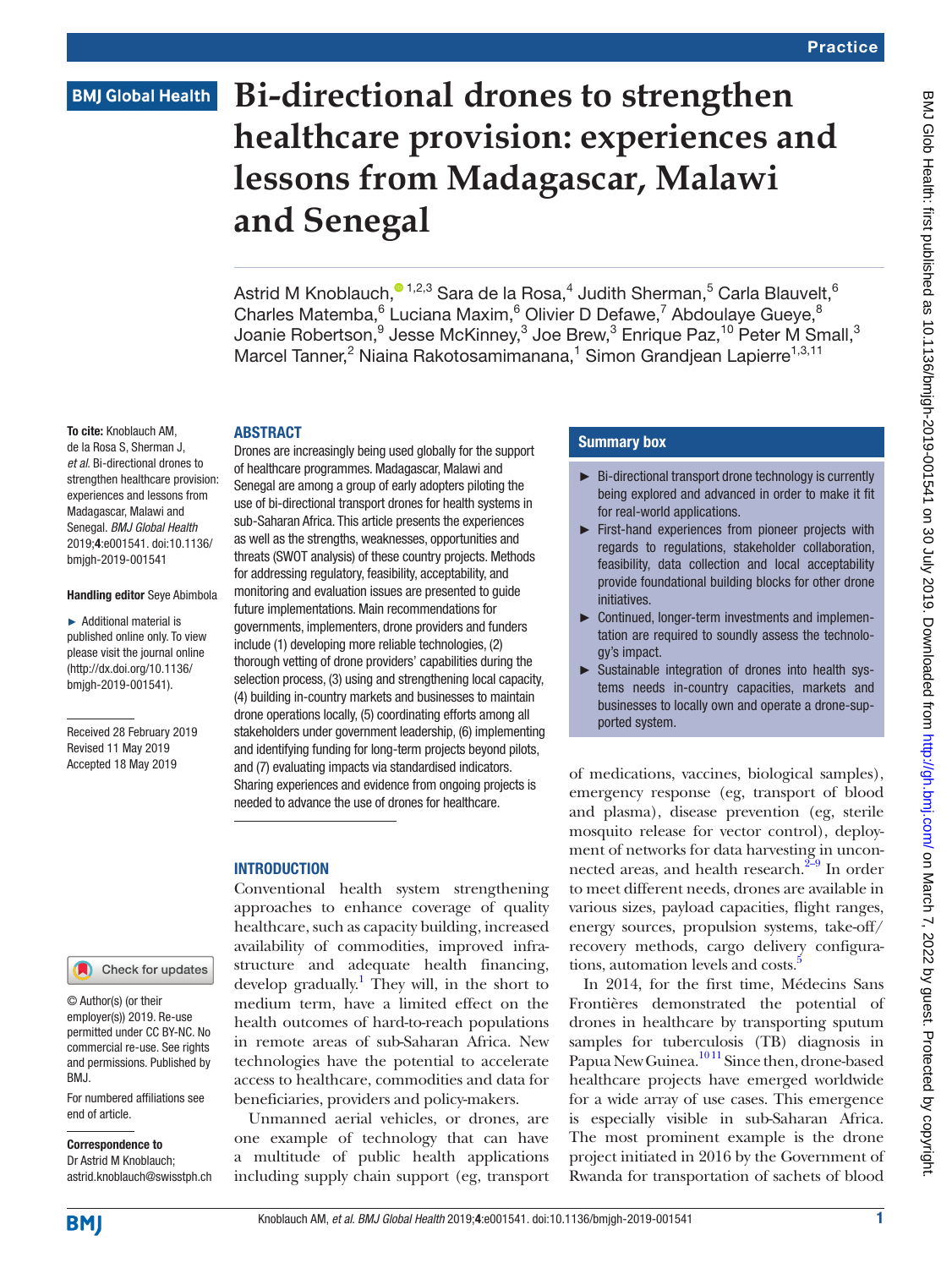# Bi-directional drones to strengthen healthcare provision: experiences and lessons from Madagascar, Malawi and Senegal

Astrid M Knoblauch,[1,2,3] Sara de la Rosa,[4] Judith Sherman,[5] Carla Blauvelt,[6] Charles Matemba,[6] Luciana Maxim,[6] Olivier D Defawe,[7] Abdoulaye Gueye,[8] Joanie Robertson,[9] Jesse McKinney,[3] Joe Brew,[3] Enrique Paz,[10] Peter M Small,[3] Marcel Tanner,[2] Niaina Rakotosamimanana,[1] Simon Grandjean Lapierre[1,3,11]

**To cite:** Knoblauch AM, de la Rosa S, Sherman J, *et al*. Bi-directional drones to strengthen healthcare provision: experiences and lessons from Madagascar, Malawi and Senegal. *BMJ Global Health* 2019;**4**:e001541. doi:10.1136/bmjgh-2019-001541

**Handling editor** Seye Abimbola

► Additional material is published online only. To view please visit the journal online (http://dx.doi.org/10.1136/bmjgh-2019-001541).

Received 28 February 2019
Revised 11 May 2019
Accepted 18 May 2019

© Author(s) (or their employer(s)) 2019. Re-use permitted under CC BY-NC. No commercial re-use. See rights and permissions. Published by BMJ.

For numbered affiliations see end of article.

**Correspondence to**
Dr Astrid M Knoblauch; astrid.knoblauch@swisstph.ch

## ABSTRACT

Drones are increasingly being used globally for the support of healthcare programmes. Madagascar, Malawi and Senegal are among a group of early adopters piloting the use of bi-directional transport drones for health systems in sub-Saharan Africa. This article presents the experiences as well as the strengths, weaknesses, opportunities and threats (SWOT analysis) of these country projects. Methods for addressing regulatory, feasibility, acceptability, and monitoring and evaluation issues are presented to guide future implementations. Main recommendations for governments, implementers, drone providers and funders include (1) developing more reliable technologies, (2) thorough vetting of drone providers' capabilities during the selection process, (3) using and strengthening local capacity, (4) building in-country markets and businesses to maintain drone operations locally, (5) coordinating efforts among all stakeholders under government leadership, (6) implementing and identifying funding for long-term projects beyond pilots, and (7) evaluating impacts via standardised indicators. Sharing experiences and evidence from ongoing projects is needed to advance the use of drones for healthcare.

## Summary box

- ► Bi-directional transport drone technology is currently being explored and advanced in order to make it fit for real-world applications.
- ► First-hand experiences from pioneer projects with regards to regulations, stakeholder collaboration, feasibility, data collection and local acceptability provide foundational building blocks for other drone initiatives.
- ► Continued, longer-term investments and implementation are required to soundly assess the technology's impact.
- ► Sustainable integration of drones into health systems needs in-country capacities, markets and businesses to locally own and operate a drone-supported system.

## INTRODUCTION

Conventional health system strengthening approaches to enhance coverage of quality healthcare, such as capacity building, increased availability of commodities, improved infrastructure and adequate health financing, develop gradually.[1] They will, in the short to medium term, have a limited effect on the health outcomes of hard-to-reach populations in remote areas of sub-Saharan Africa. New technologies have the potential to accelerate access to healthcare, commodities and data for beneficiaries, providers and policy-makers.

Unmanned aerial vehicles, or drones, are one example of technology that can have a multitude of public health applications including supply chain support (eg, transport of medications, vaccines, biological samples), emergency response (eg, transport of blood and plasma), disease prevention (eg, sterile mosquito release for vector control), deployment of networks for data harvesting in unconnected areas, and health research.[2–9] In order to meet different needs, drones are available in various sizes, payload capacities, flight ranges, energy sources, propulsion systems, take-off/recovery methods, cargo delivery configurations, automation levels and costs.[5]

In 2014, for the first time, Médecins Sans Frontières demonstrated the potential of drones in healthcare by transporting sputum samples for tuberculosis (TB) diagnosis in Papua New Guinea.[10,11] Since then, drone-based healthcare projects have emerged worldwide for a wide array of use cases. This emergence is especially visible in sub-Saharan Africa. The most prominent example is the drone project initiated in 2016 by the Government of Rwanda for transportation of sachets of blood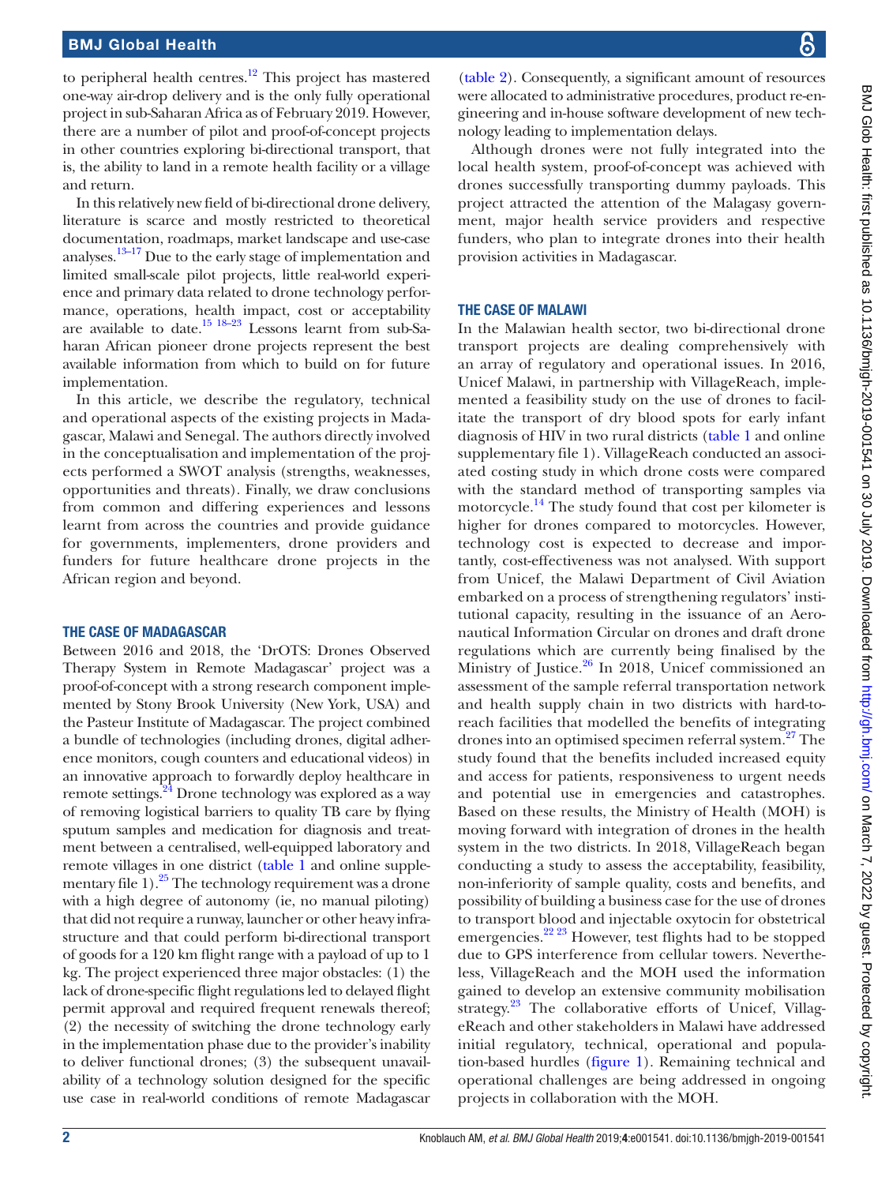to peripheral health centres.[12] This project has mastered one-way air-drop delivery and is the only fully operational project in sub-Saharan Africa as of February 2019. However, there are a number of pilot and proof-of-concept projects in other countries exploring bi-directional transport, that is, the ability to land in a remote health facility or a village and return.

In this relatively new field of bi-directional drone delivery, literature is scarce and mostly restricted to theoretical documentation, roadmaps, market landscape and use-case analyses.[13–17] Due to the early stage of implementation and limited small-scale pilot projects, little real-world experience and primary data related to drone technology performance, operations, health impact, cost or acceptability are available to date.[15 18–23] Lessons learnt from sub-Saharan African pioneer drone projects represent the best available information from which to build on for future implementation.

In this article, we describe the regulatory, technical and operational aspects of the existing projects in Madagascar, Malawi and Senegal. The authors directly involved in the conceptualisation and implementation of the projects performed a SWOT analysis (strengths, weaknesses, opportunities and threats). Finally, we draw conclusions from common and differing experiences and lessons learnt from across the countries and provide guidance for governments, implementers, drone providers and funders for future healthcare drone projects in the African region and beyond.

## THE CASE OF MADAGASCAR

Between 2016 and 2018, the 'DrOTS: Drones Observed Therapy System in Remote Madagascar' project was a proof-of-concept with a strong research component implemented by Stony Brook University (New York, USA) and the Pasteur Institute of Madagascar. The project combined a bundle of technologies (including drones, digital adherence monitors, cough counters and educational videos) in an innovative approach to forwardly deploy healthcare in remote settings.[24] Drone technology was explored as a way of removing logistical barriers to quality TB care by flying sputum samples and medication for diagnosis and treatment between a centralised, well-equipped laboratory and remote villages in one district (table 1 and online supplementary file 1).[25] The technology requirement was a drone with a high degree of autonomy (ie, no manual piloting) that did not require a runway, launcher or other heavy infrastructure and that could perform bi-directional transport of goods for a 120 km flight range with a payload of up to 1 kg. The project experienced three major obstacles: (1) the lack of drone-specific flight regulations led to delayed flight permit approval and required frequent renewals thereof; (2) the necessity of switching the drone technology early in the implementation phase due to the provider's inability to deliver functional drones; (3) the subsequent unavailability of a technology solution designed for the specific use case in real-world conditions of remote Madagascar (table 2). Consequently, a significant amount of resources were allocated to administrative procedures, product re-engineering and in-house software development of new technology leading to implementation delays.

Although drones were not fully integrated into the local health system, proof-of-concept was achieved with drones successfully transporting dummy payloads. This project attracted the attention of the Malagasy government, major health service providers and respective funders, who plan to integrate drones into their health provision activities in Madagascar.

## THE CASE OF MALAWI

In the Malawian health sector, two bi-directional drone transport projects are dealing comprehensively with an array of regulatory and operational issues. In 2016, Unicef Malawi, in partnership with VillageReach, implemented a feasibility study on the use of drones to facilitate the transport of dry blood spots for early infant diagnosis of HIV in two rural districts (table 1 and online supplementary file 1). VillageReach conducted an associated costing study in which drone costs were compared with the standard method of transporting samples via motorcycle.[14] The study found that cost per kilometer is higher for drones compared to motorcycles. However, technology cost is expected to decrease and importantly, cost-effectiveness was not analysed. With support from Unicef, the Malawi Department of Civil Aviation embarked on a process of strengthening regulators' institutional capacity, resulting in the issuance of an Aeronautical Information Circular on drones and draft drone regulations which are currently being finalised by the Ministry of Justice.[26] In 2018, Unicef commissioned an assessment of the sample referral transportation network and health supply chain in two districts with hard-to-reach facilities that modelled the benefits of integrating drones into an optimised specimen referral system.[27] The study found that the benefits included increased equity and access for patients, responsiveness to urgent needs and potential use in emergencies and catastrophes. Based on these results, the Ministry of Health (MOH) is moving forward with integration of drones in the health system in the two districts. In 2018, VillageReach began conducting a study to assess the acceptability, feasibility, non-inferiority of sample quality, costs and benefits, and possibility of building a business case for the use of drones to transport blood and injectable oxytocin for obstetrical emergencies.[22 23] However, test flights had to be stopped due to GPS interference from cellular towers. Nevertheless, VillageReach and the MOH used the information gained to develop an extensive community mobilisation strategy.[23] The collaborative efforts of Unicef, VillageReach and other stakeholders in Malawi have addressed initial regulatory, technical, operational and population-based hurdles (figure 1). Remaining technical and operational challenges are being addressed in ongoing projects in collaboration with the MOH.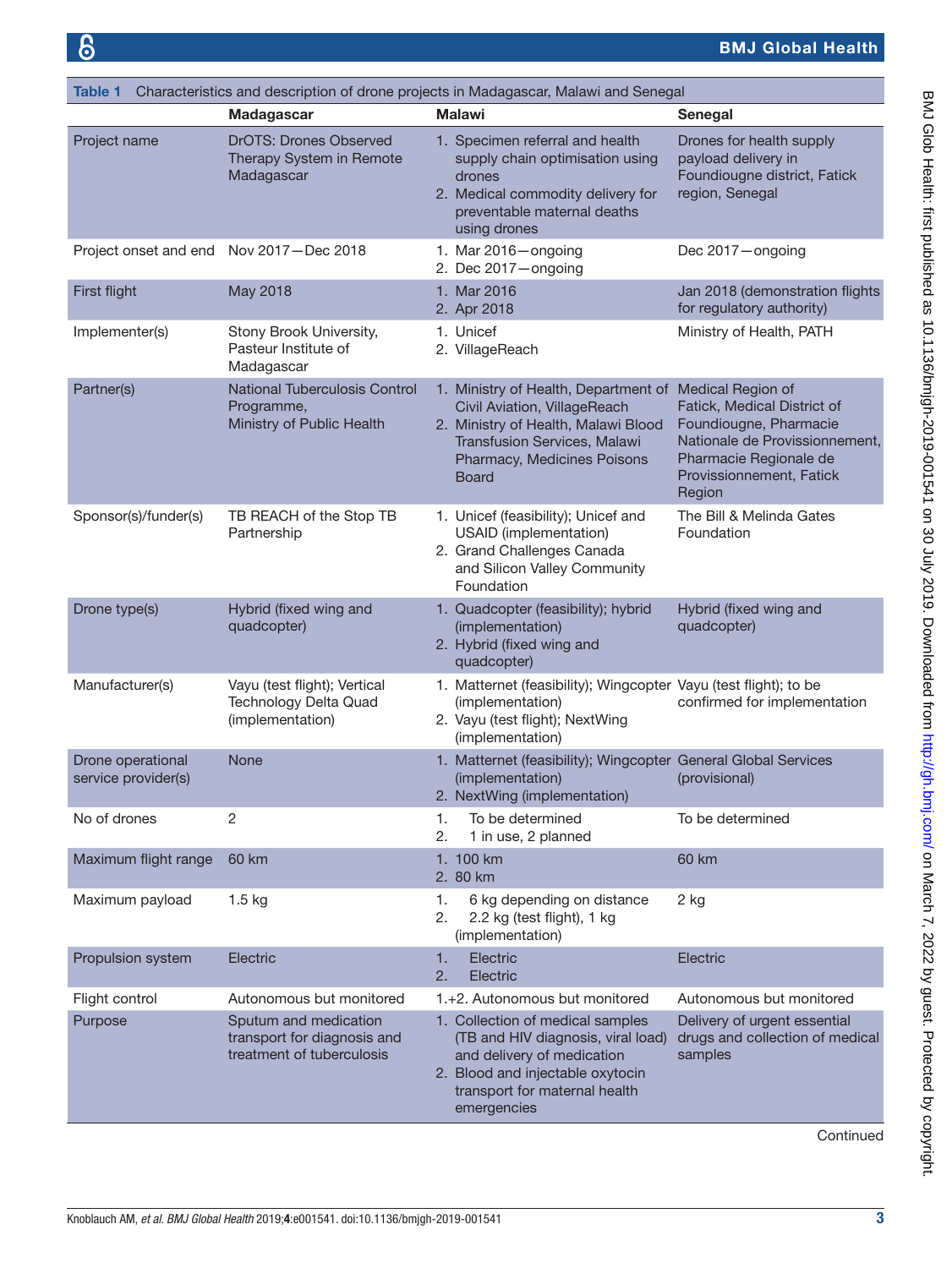**Table 1** Characteristics and description of drone projects in Madagascar, Malawi and Senegal

| | Madagascar | Malawi | Senegal |
|---|---|---|---|
| Project name | DrOTS: Drones Observed Therapy System in Remote Madagascar | 1. Specimen referral and health supply chain optimisation using drones<br>2. Medical commodity delivery for preventable maternal deaths using drones | Drones for health supply payload delivery in Foundiougne district, Fatick region, Senegal |
| Project onset and end | Nov 2017—Dec 2018 | 1. Mar 2016—ongoing<br>2. Dec 2017—ongoing | Dec 2017—ongoing |
| First flight | May 2018 | 1. Mar 2016<br>2. Apr 2018 | Jan 2018 (demonstration flights for regulatory authority) |
| Implementer(s) | Stony Brook University, Pasteur Institute of Madagascar | 1. Unicef<br>2. VillageReach | Ministry of Health, PATH |
| Partner(s) | National Tuberculosis Control Programme,<br>Ministry of Public Health | 1. Ministry of Health, Department of Civil Aviation, VillageReach<br>2. Ministry of Health, Malawi Blood Transfusion Services, Malawi Pharmacy, Medicines Poisons Board | Medical Region of Fatick, Medical District of Foundiougne, Pharmacie Nationale de Provissionnement, Pharmacie Regionale de Provissionnement, Fatick Region |
| Sponsor(s)/funder(s) | TB REACH of the Stop TB Partnership | 1. Unicef (feasibility); Unicef and USAID (implementation)<br>2. Grand Challenges Canada and Silicon Valley Community Foundation | The Bill & Melinda Gates Foundation |
| Drone type(s) | Hybrid (fixed wing and quadcopter) | 1. Quadcopter (feasibility); hybrid (implementation)<br>2. Hybrid (fixed wing and quadcopter) | Hybrid (fixed wing and quadcopter) |
| Manufacturer(s) | Vayu (test flight); Vertical Technology Delta Quad (implementation) | 1. Matternet (feasibility); Wingcopter (implementation)<br>2. Vayu (test flight); NextWing (implementation) | Vayu (test flight); to be confirmed for implementation |
| Drone operational service provider(s) | None | 1. Matternet (feasibility); Wingcopter (implementation)<br>2. NextWing (implementation) | General Global Services (provisional) |
| No of drones | 2 | 1. To be determined<br>2. 1 in use, 2 planned | To be determined |
| Maximum flight range | 60 km | 1. 100 km<br>2. 80 km | 60 km |
| Maximum payload | 1.5 kg | 1. 6 kg depending on distance<br>2. 2.2 kg (test flight), 1 kg (implementation) | 2 kg |
| Propulsion system | Electric | 1. Electric<br>2. Electric | Electric |
| Flight control | Autonomous but monitored | 1.+2. Autonomous but monitored | Autonomous but monitored |
| Purpose | Sputum and medication transport for diagnosis and treatment of tuberculosis | 1. Collection of medical samples (TB and HIV diagnosis, viral load) and delivery of medication<br>2. Blood and injectable oxytocin transport for maternal health emergencies | Delivery of urgent essential drugs and collection of medical samples |

Continued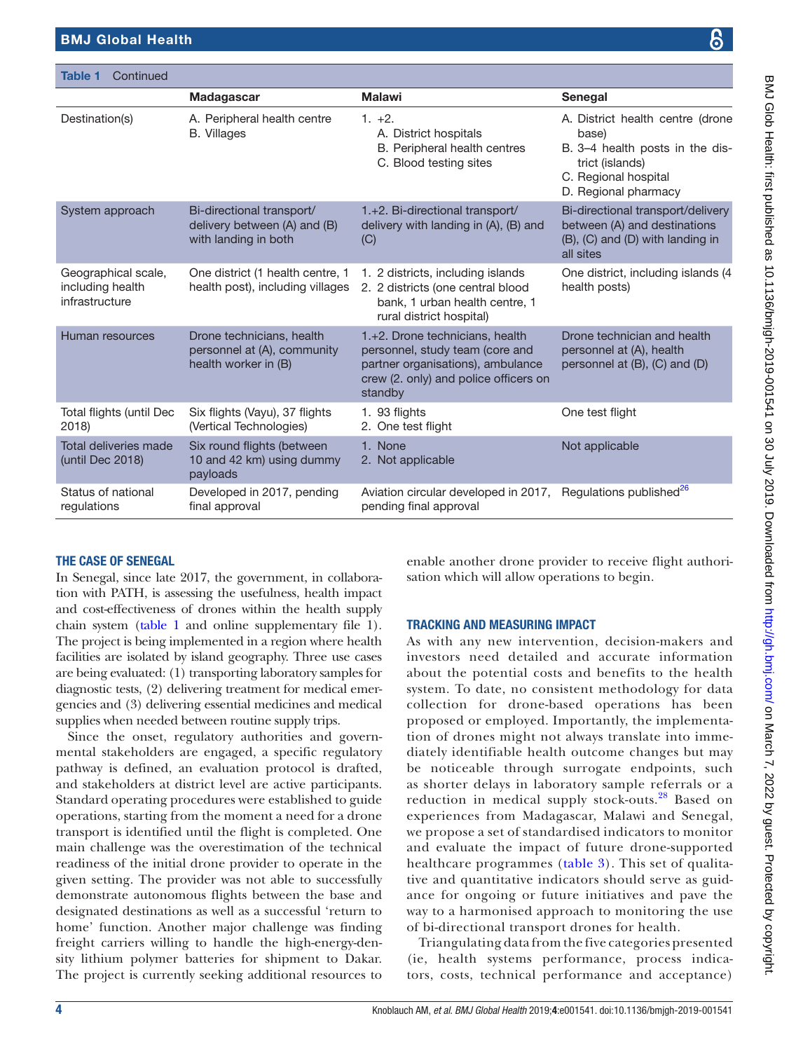**Table 1** Continued

| | Madagascar | Malawi | Senegal |
|---|---|---|---|
| Destination(s) | A. Peripheral health centre<br>B. Villages | 1. +2.<br>A. District hospitals<br>B. Peripheral health centres<br>C. Blood testing sites | A. District health centre (drone base)<br>B. 3–4 health posts in the district (islands)<br>C. Regional hospital<br>D. Regional pharmacy |
| System approach | Bi-directional transport/delivery between (A) and (B) with landing in both | 1.+2. Bi-directional transport/delivery with landing in (A), (B) and (C) | Bi-directional transport/delivery between (A) and destinations (B), (C) and (D) with landing in all sites |
| Geographical scale, including health infrastructure | One district (1 health centre, 1 health post), including villages | 1. 2 districts, including islands<br>2. 2 districts (one central blood bank, 1 urban health centre, 1 rural district hospital) | One district, including islands (4 health posts) |
| Human resources | Drone technicians, health personnel at (A), community health worker in (B) | 1.+2. Drone technicians, health personnel, study team (core and partner organisations), ambulance crew (2. only) and police officers on standby | Drone technician and health personnel at (A), health personnel at (B), (C) and (D) |
| Total flights (until Dec 2018) | Six flights (Vayu), 37 flights (Vertical Technologies) | 1. 93 flights<br>2. One test flight | One test flight |
| Total deliveries made (until Dec 2018) | Six round flights (between 10 and 42 km) using dummy payloads | 1. None<br>2. Not applicable | Not applicable |
| Status of national regulations | Developed in 2017, pending final approval | Aviation circular developed in 2017, pending final approval | Regulations published[26] |

## THE CASE OF SENEGAL

In Senegal, since late 2017, the government, in collaboration with PATH, is assessing the usefulness, health impact and cost-effectiveness of drones within the health supply chain system (table 1 and online supplementary file 1). The project is being implemented in a region where health facilities are isolated by island geography. Three use cases are being evaluated: (1) transporting laboratory samples for diagnostic tests, (2) delivering treatment for medical emergencies and (3) delivering essential medicines and medical supplies when needed between routine supply trips.

Since the onset, regulatory authorities and governmental stakeholders are engaged, a specific regulatory pathway is defined, an evaluation protocol is drafted, and stakeholders at district level are active participants. Standard operating procedures were established to guide operations, starting from the moment a need for a drone transport is identified until the flight is completed. One main challenge was the overestimation of the technical readiness of the initial drone provider to operate in the given setting. The provider was not able to successfully demonstrate autonomous flights between the base and designated destinations as well as a successful 'return to home' function. Another major challenge was finding freight carriers willing to handle the high-energy-density lithium polymer batteries for shipment to Dakar. The project is currently seeking additional resources to enable another drone provider to receive flight authorisation which will allow operations to begin.

## TRACKING AND MEASURING IMPACT

As with any new intervention, decision-makers and investors need detailed and accurate information about the potential costs and benefits to the health system. To date, no consistent methodology for data collection for drone-based operations has been proposed or employed. Importantly, the implementation of drones might not always translate into immediately identifiable health outcome changes but may be noticeable through surrogate endpoints, such as shorter delays in laboratory sample referrals or a reduction in medical supply stock-outs.[28] Based on experiences from Madagascar, Malawi and Senegal, we propose a set of standardised indicators to monitor and evaluate the impact of future drone-supported healthcare programmes (table 3). This set of qualitative and quantitative indicators should serve as guidance for ongoing or future initiatives and pave the way to a harmonised approach to monitoring the use of bi-directional transport drones for health.

Triangulating data from the five categories presented (ie, health systems performance, process indicators, costs, technical performance and acceptance)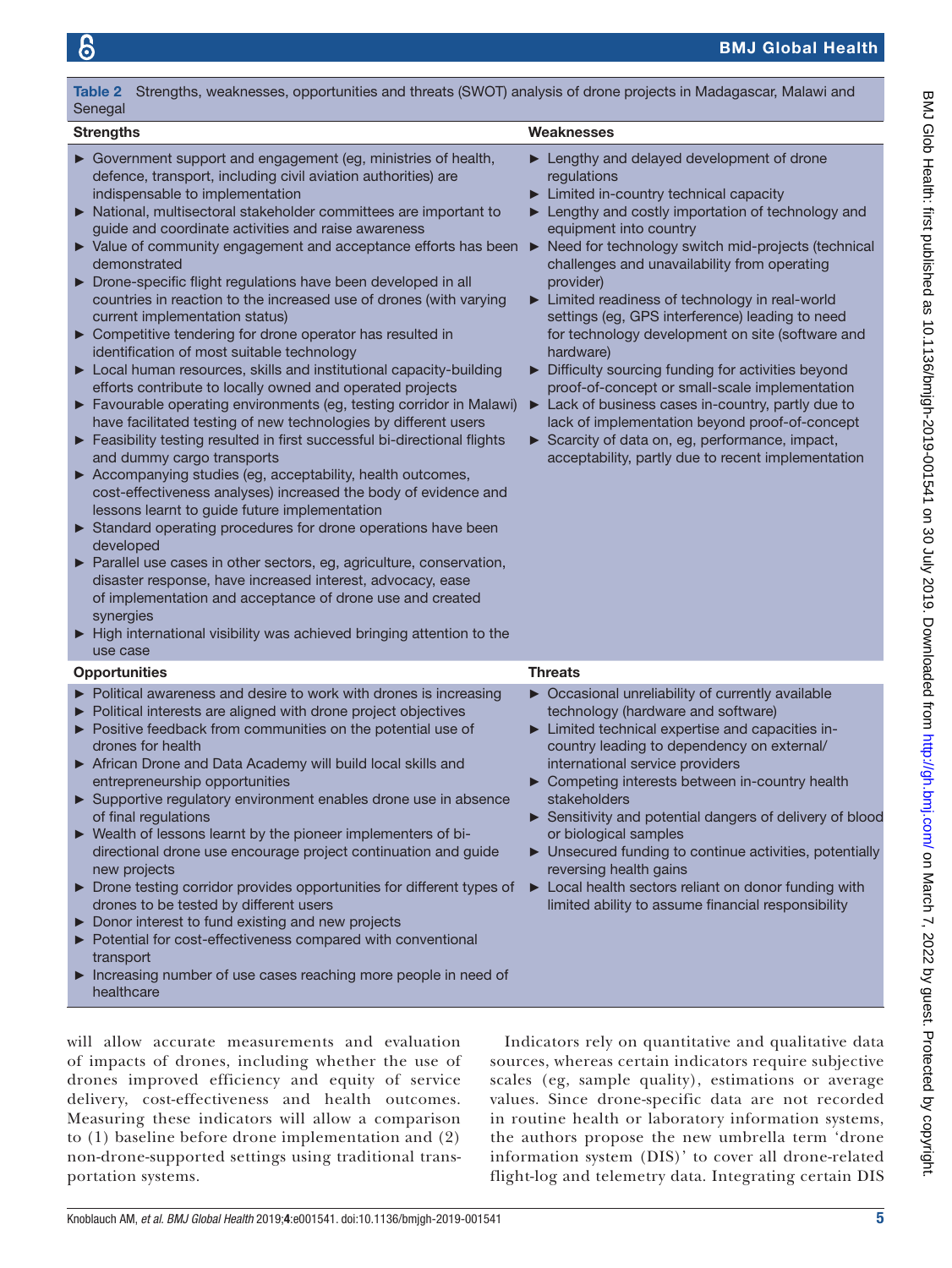**Table 2** Strengths, weaknesses, opportunities and threats (SWOT) analysis of drone projects in Madagascar, Malawi and Senegal

| Strengths | Weaknesses |
|---|---|
| ► Government support and engagement (eg, ministries of health, defence, transport, including civil aviation authorities) are indispensable to implementation<br>► National, multisectoral stakeholder committees are important to guide and coordinate activities and raise awareness<br>► Value of community engagement and acceptance efforts has been demonstrated<br>► Drone-specific flight regulations have been developed in all countries in reaction to the increased use of drones (with varying current implementation status)<br>► Competitive tendering for drone operator has resulted in identification of most suitable technology<br>► Local human resources, skills and institutional capacity-building efforts contribute to locally owned and operated projects<br>► Favourable operating environments (eg, testing corridor in Malawi) have facilitated testing of new technologies by different users<br>► Feasibility testing resulted in first successful bi-directional flights and dummy cargo transports<br>► Accompanying studies (eg, acceptability, health outcomes, cost-effectiveness analyses) increased the body of evidence and lessons learnt to guide future implementation<br>► Standard operating procedures for drone operations have been developed<br>► Parallel use cases in other sectors, eg, agriculture, conservation, disaster response, have increased interest, advocacy, ease of implementation and acceptance of drone use and created synergies<br>► High international visibility was achieved bringing attention to the use case | ► Lengthy and delayed development of drone regulations<br>► Limited in-country technical capacity<br>► Lengthy and costly importation of technology and equipment into country<br>► Need for technology switch mid-projects (technical challenges and unavailability from operating provider)<br>► Limited readiness of technology in real-world settings (eg, GPS interference) leading to need for technology development on site (software and hardware)<br>► Difficulty sourcing funding for activities beyond proof-of-concept or small-scale implementation<br>► Lack of business cases in-country, partly due to lack of implementation beyond proof-of-concept<br>► Scarcity of data on, eg, performance, impact, acceptability, partly due to recent implementation |
| **Opportunities** | **Threats** |
| ► Political awareness and desire to work with drones is increasing<br>► Political interests are aligned with drone project objectives<br>► Positive feedback from communities on the potential use of drones for health<br>► African Drone and Data Academy will build local skills and entrepreneurship opportunities<br>► Supportive regulatory environment enables drone use in absence of final regulations<br>► Wealth of lessons learnt by the pioneer implementers of bi-directional drone use encourage project continuation and guide new projects<br>► Drone testing corridor provides opportunities for different types of drones to be tested by different users<br>► Donor interest to fund existing and new projects<br>► Potential for cost-effectiveness compared with conventional transport<br>► Increasing number of use cases reaching more people in need of healthcare | ► Occasional unreliability of currently available technology (hardware and software)<br>► Limited technical expertise and capacities in-country leading to dependency on external/international service providers<br>► Competing interests between in-country health stakeholders<br>► Sensitivity and potential dangers of delivery of blood or biological samples<br>► Unsecured funding to continue activities, potentially reversing health gains<br>► Local health sectors reliant on donor funding with limited ability to assume financial responsibility |

will allow accurate measurements and evaluation of impacts of drones, including whether the use of drones improved efficiency and equity of service delivery, cost-effectiveness and health outcomes. Measuring these indicators will allow a comparison to (1) baseline before drone implementation and (2) non-drone-supported settings using traditional transportation systems.

Indicators rely on quantitative and qualitative data sources, whereas certain indicators require subjective scales (eg, sample quality), estimations or average values. Since drone-specific data are not recorded in routine health or laboratory information systems, the authors propose the new umbrella term 'drone information system (DIS)' to cover all drone-related flight-log and telemetry data. Integrating certain DIS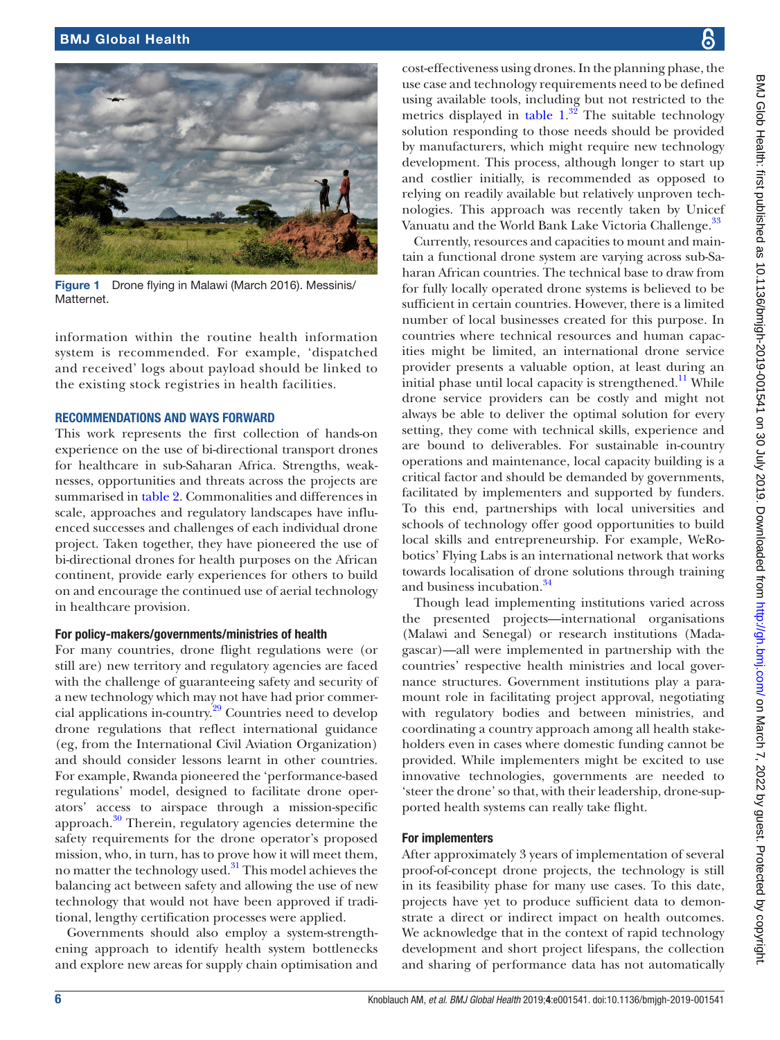Figure 1 Drone flying in Malawi (March 2016). Messinis/Matternet.

information within the routine health information system is recommended. For example, 'dispatched and received' logs about payload should be linked to the existing stock registries in health facilities.

## RECOMMENDATIONS AND WAYS FORWARD

This work represents the first collection of hands-on experience on the use of bi-directional transport drones for healthcare in sub-Saharan Africa. Strengths, weaknesses, opportunities and threats across the projects are summarised in table 2. Commonalities and differences in scale, approaches and regulatory landscapes have influenced successes and challenges of each individual drone project. Taken together, they have pioneered the use of bi-directional drones for health purposes on the African continent, provide early experiences for others to build on and encourage the continued use of aerial technology in healthcare provision.

### For policy-makers/governments/ministries of health

For many countries, drone flight regulations were (or still are) new territory and regulatory agencies are faced with the challenge of guaranteeing safety and security of a new technology which may not have had prior commercial applications in-country.[29] Countries need to develop drone regulations that reflect international guidance (eg, from the International Civil Aviation Organization) and should consider lessons learnt in other countries. For example, Rwanda pioneered the 'performance-based regulations' model, designed to facilitate drone operators' access to airspace through a mission-specific approach.[30] Therein, regulatory agencies determine the safety requirements for the drone operator's proposed mission, who, in turn, has to prove how it will meet them, no matter the technology used.[31] This model achieves the balancing act between safety and allowing the use of new technology that would not have been approved if traditional, lengthy certification processes were applied.

Governments should also employ a system-strengthening approach to identify health system bottlenecks and explore new areas for supply chain optimisation and cost-effectiveness using drones. In the planning phase, the use case and technology requirements need to be defined using available tools, including but not restricted to the metrics displayed in table 1.[32] The suitable technology solution responding to those needs should be provided by manufacturers, which might require new technology development. This process, although longer to start up and costlier initially, is recommended as opposed to relying on readily available but relatively unproven technologies. This approach was recently taken by Unicef Vanuatu and the World Bank Lake Victoria Challenge.[33]

Currently, resources and capacities to mount and maintain a functional drone system are varying across sub-Saharan African countries. The technical base to draw from for fully locally operated drone systems is believed to be sufficient in certain countries. However, there is a limited number of local businesses created for this purpose. In countries where technical resources and human capacities might be limited, an international drone service provider presents a valuable option, at least during an initial phase until local capacity is strengthened.[11] While drone service providers can be costly and might not always be able to deliver the optimal solution for every setting, they come with technical skills, experience and are bound to deliverables. For sustainable in-country operations and maintenance, local capacity building is a critical factor and should be demanded by governments, facilitated by implementers and supported by funders. To this end, partnerships with local universities and schools of technology offer good opportunities to build local skills and entrepreneurship. For example, WeRobotics' Flying Labs is an international network that works towards localisation of drone solutions through training and business incubation.[34]

Though lead implementing institutions varied across the presented projects—international organisations (Malawi and Senegal) or research institutions (Madagascar)—all were implemented in partnership with the countries' respective health ministries and local governance structures. Government institutions play a paramount role in facilitating project approval, negotiating with regulatory bodies and between ministries, and coordinating a country approach among all health stakeholders even in cases where domestic funding cannot be provided. While implementers might be excited to use innovative technologies, governments are needed to 'steer the drone' so that, with their leadership, drone-supported health systems can really take flight.

### For implementers

After approximately 3 years of implementation of several proof-of-concept drone projects, the technology is still in its feasibility phase for many use cases. To this date, projects have yet to produce sufficient data to demonstrate a direct or indirect impact on health outcomes. We acknowledge that in the context of rapid technology development and short project lifespans, the collection and sharing of performance data has not automatically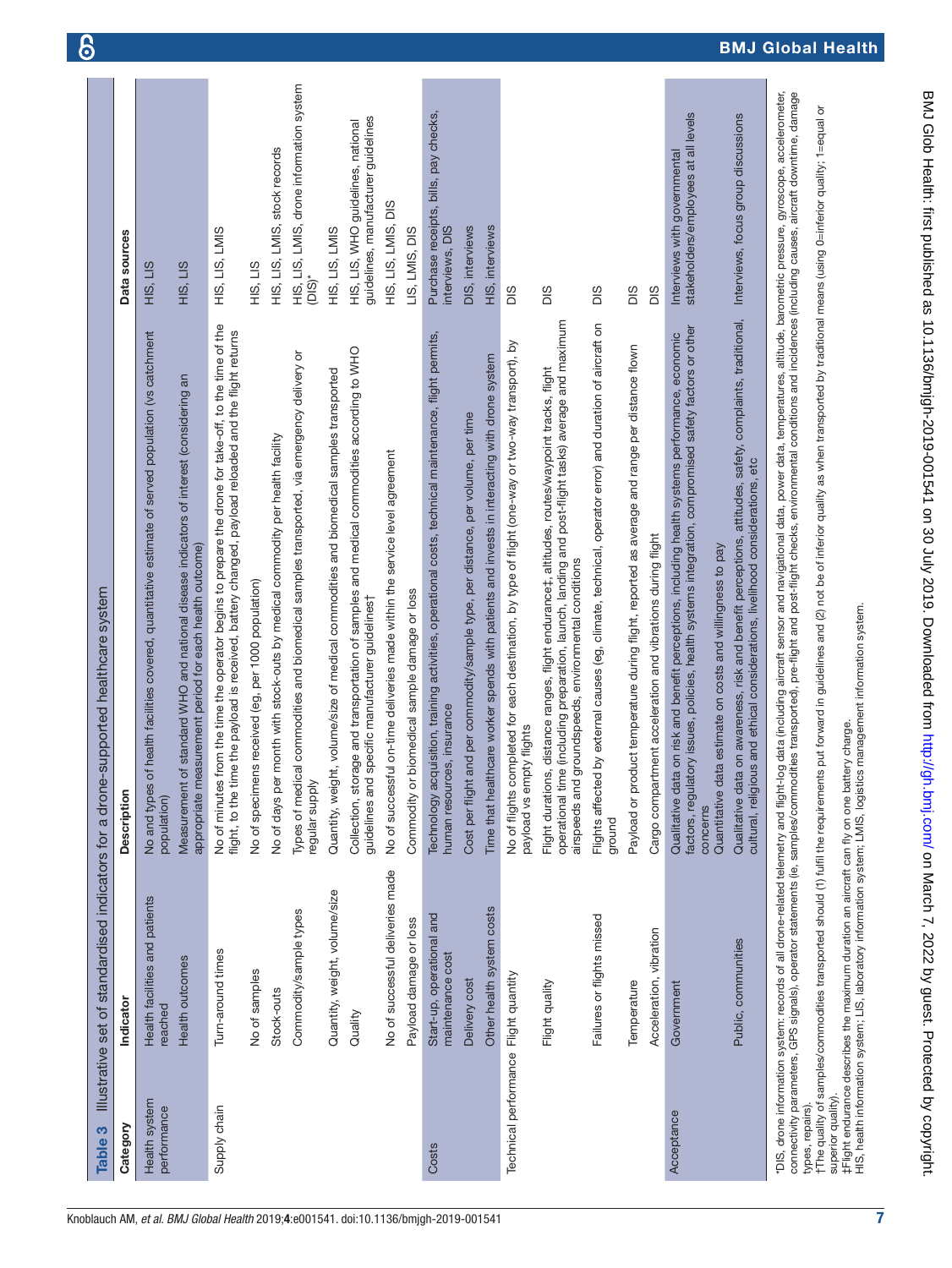**Table 3** Illustrative set of standardised indicators for a drone-supported healthcare system

| Category | Indicator | Description | Data sources |
|---|---|---|---|
| Health system performance | Health facilities and patients reached | No and types of health facilities covered, quantitative estimate of served population (vs catchment population) | HIS, LIS |
| | Health outcomes | Measurement of standard WHO and national disease indicators of interest (considering an appropriate measurement period for each health outcome) | HIS, LIS |
| Supply chain | Turn-around times | No of minutes from the time the operator begins to prepare the drone for take-off, to the time of the flight, to the time the payload is received, battery changed, payload reloaded and the flight returns | HIS, LIS, LMIS |
| | No of samples | No of specimens received (eg, per 1000 population) | HIS, LIS |
| | Stock-outs | No of days per month with stock-outs by medical commodity per health facility | HIS, LIS, LMIS, stock records |
| | Commodity/sample types | Types of medical commodities and biomedical samples transported, via emergency delivery or regular supply | HIS, LIS, LMIS, drone information system (DIS)* |
| | Quantity, weight, volume/size | Quantity, weight, volume/size of medical commodities and biomedical samples transported | HIS, LIS, LMIS |
| | Quality | Collection, storage and transportation of samples and medical commodities according to WHO guidelines and specific manufacturer guidelines† | HIS, LIS, WHO guidelines, national guidelines, manufacturer guidelines |
| | No of successful deliveries made | No of successful on-time deliveries made within the service level agreement | HIS, LIS, LMIS, DIS |
| | Payload damage or loss | Commodity or biomedical sample damage or loss | LIS, LMIS, DIS |
| Costs | Start-up, operational and maintenance cost | Technology acquisition, training activities, operational costs, technical maintenance, flight permits, human resources, insurance | Purchase receipts, bills, pay checks, interviews, DIS |
| | Delivery cost | Cost per flight and per commodity/sample type, per distance, per volume, per time | DIS, interviews |
| | Other health system costs | Time that healthcare worker spends with patients and invests in interacting with drone system | HIS, interviews |
| Technical performance | Flight quantity | No of flights completed for each destination, by type of flight (one-way or two-way transport), by payload vs empty flights | DIS |
| | Flight quality | Flight durations, distance ranges, flight endurance‡, altitudes, routes/waypoint tracks, flight operational time (including preparation, launch, landing and post-flight tasks) average and maximum airspeeds and groundspeeds, environmental conditions | DIS |
| | Failures or flights missed | Flights affected by external causes (eg, climate, technical, operator error) and duration of aircraft on ground | DIS |
| | Temperature | Payload or product temperature during flight, reported as average and range per distance flown | DIS |
| | Acceleration, vibration | Cargo compartment acceleration and vibrations during flight | DIS |
| Acceptance | Government | Qualitative data on risk and benefit perceptions, including health systems performance, economic factors, regulatory issues, policies, health systems integration, compromised safety factors or other concerns<br>Quantitative data estimate on costs and willingness to pay | Interviews with governmental stakeholders/employees at all levels |
| | Public, communities | Qualitative data on awareness, risk and benefit perceptions, attitudes, safety, complaints, traditional, cultural, religious and ethical considerations, livelihood considerations, etc | Interviews, focus group discussions |

*DIS, drone information system: records of all drone-related telemetry and flight-log data (including aircraft sensor and navigational data, power data, temperatures, altitude, barometric pressure, gyroscope, accelerometer, connectivity parameters, GPS signals), operator statements (ie, samples/commodities transported), pre-flight and post-flight checks, environmental conditions and incidences (including causes, aircraft downtime, damage types, repairs).

†The quality of samples/commodities transported should (1) fulfil the requirements put forward in guidelines and (2) not be of inferior quality as when transported by traditional means (using 0=inferior quality; 1=equal or superior quality).

‡Flight endurance describes the maximum duration an aircraft can fly on one battery charge.

HIS, health information system; LIS, laboratory information system; LMIS, logistics management information system.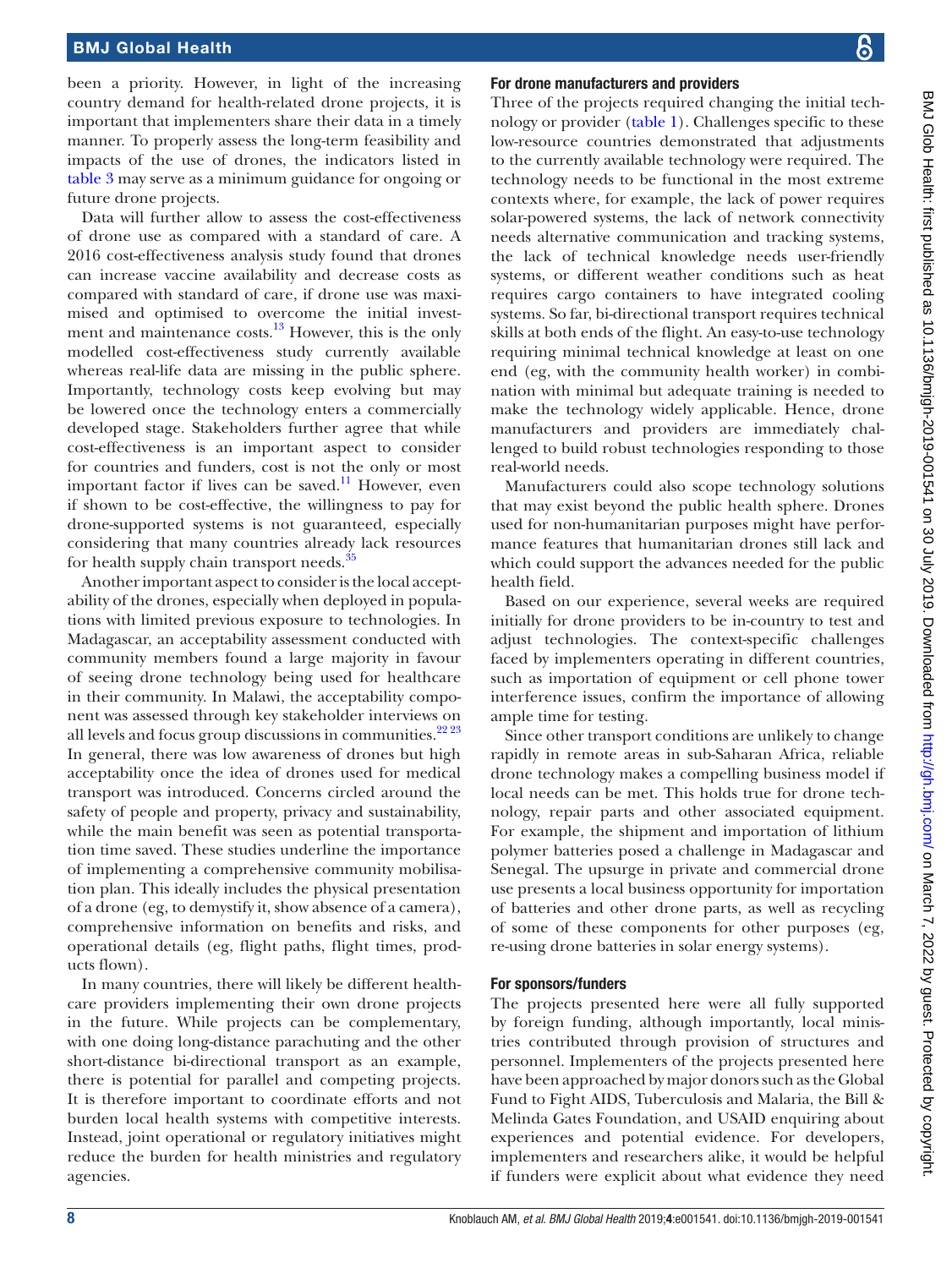been a priority. However, in light of the increasing country demand for health-related drone projects, it is important that implementers share their data in a timely manner. To properly assess the long-term feasibility and impacts of the use of drones, the indicators listed in table 3 may serve as a minimum guidance for ongoing or future drone projects.

Data will further allow to assess the cost-effectiveness of drone use as compared with a standard of care. A 2016 cost-effectiveness analysis study found that drones can increase vaccine availability and decrease costs as compared with standard of care, if drone use was maximised and optimised to overcome the initial investment and maintenance costs.[13] However, this is the only modelled cost-effectiveness study currently available whereas real-life data are missing in the public sphere. Importantly, technology costs keep evolving but may be lowered once the technology enters a commercially developed stage. Stakeholders further agree that while cost-effectiveness is an important aspect to consider for countries and funders, cost is not the only or most important factor if lives can be saved.[11] However, even if shown to be cost-effective, the willingness to pay for drone-supported systems is not guaranteed, especially considering that many countries already lack resources for health supply chain transport needs.[35]

Another important aspect to consider is the local acceptability of the drones, especially when deployed in populations with limited previous exposure to technologies. In Madagascar, an acceptability assessment conducted with community members found a large majority in favour of seeing drone technology being used for healthcare in their community. In Malawi, the acceptability component was assessed through key stakeholder interviews on all levels and focus group discussions in communities.[22,23] In general, there was low awareness of drones but high acceptability once the idea of drones used for medical transport was introduced. Concerns circled around the safety of people and property, privacy and sustainability, while the main benefit was seen as potential transportation time saved. These studies underline the importance of implementing a comprehensive community mobilisation plan. This ideally includes the physical presentation of a drone (eg, to demystify it, show absence of a camera), comprehensive information on benefits and risks, and operational details (eg, flight paths, flight times, products flown).

In many countries, there will likely be different healthcare providers implementing their own drone projects in the future. While projects can be complementary, with one doing long-distance parachuting and the other short-distance bi-directional transport as an example, there is potential for parallel and competing projects. It is therefore important to coordinate efforts and not burden local health systems with competitive interests. Instead, joint operational or regulatory initiatives might reduce the burden for health ministries and regulatory agencies.

### For drone manufacturers and providers

Three of the projects required changing the initial technology or provider (table 1). Challenges specific to these low-resource countries demonstrated that adjustments to the currently available technology were required. The technology needs to be functional in the most extreme contexts where, for example, the lack of power requires solar-powered systems, the lack of network connectivity needs alternative communication and tracking systems, the lack of technical knowledge needs user-friendly systems, or different weather conditions such as heat requires cargo containers to have integrated cooling systems. So far, bi-directional transport requires technical skills at both ends of the flight. An easy-to-use technology requiring minimal technical knowledge at least on one end (eg, with the community health worker) in combination with minimal but adequate training is needed to make the technology widely applicable. Hence, drone manufacturers and providers are immediately challenged to build robust technologies responding to those real-world needs.

Manufacturers could also scope technology solutions that may exist beyond the public health sphere. Drones used for non-humanitarian purposes might have performance features that humanitarian drones still lack and which could support the advances needed for the public health field.

Based on our experience, several weeks are required initially for drone providers to be in-country to test and adjust technologies. The context-specific challenges faced by implementers operating in different countries, such as importation of equipment or cell phone tower interference issues, confirm the importance of allowing ample time for testing.

Since other transport conditions are unlikely to change rapidly in remote areas in sub-Saharan Africa, reliable drone technology makes a compelling business model if local needs can be met. This holds true for drone technology, repair parts and other associated equipment. For example, the shipment and importation of lithium polymer batteries posed a challenge in Madagascar and Senegal. The upsurge in private and commercial drone use presents a local business opportunity for importation of batteries and other drone parts, as well as recycling of some of these components for other purposes (eg, re-using drone batteries in solar energy systems).

### For sponsors/funders

The projects presented here were all fully supported by foreign funding, although importantly, local ministries contributed through provision of structures and personnel. Implementers of the projects presented here have been approached by major donors such as the Global Fund to Fight AIDS, Tuberculosis and Malaria, the Bill & Melinda Gates Foundation, and USAID enquiring about experiences and potential evidence. For developers, implementers and researchers alike, it would be helpful if funders were explicit about what evidence they need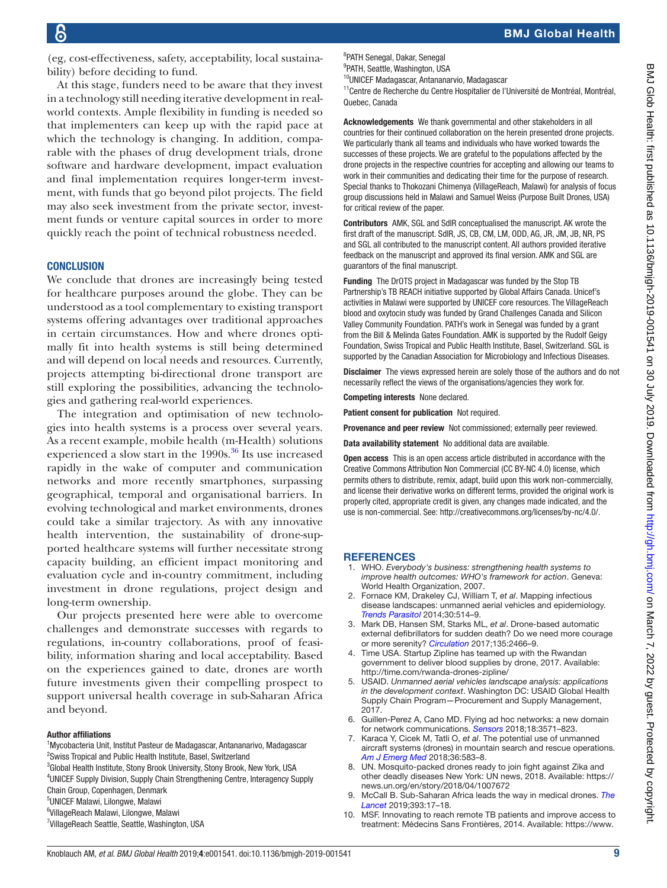(eg, cost-effectiveness, safety, acceptability, local sustainability) before deciding to fund.

At this stage, funders need to be aware that they invest in a technology still needing iterative development in real-world contexts. Ample flexibility in funding is needed so that implementers can keep up with the rapid pace at which the technology is changing. In addition, comparable with the phases of drug development trials, drone software and hardware development, impact evaluation and final implementation requires longer-term investment, with funds that go beyond pilot projects. The field may also seek investment from the private sector, investment funds or venture capital sources in order to more quickly reach the point of technical robustness needed.

## CONCLUSION

We conclude that drones are increasingly being tested for healthcare purposes around the globe. They can be understood as a tool complementary to existing transport systems offering advantages over traditional approaches in certain circumstances. How and where drones optimally fit into health systems is still being determined and will depend on local needs and resources. Currently, projects attempting bi-directional drone transport are still exploring the possibilities, advancing the technologies and gathering real-world experiences.

The integration and optimisation of new technologies into health systems is a process over several years. As a recent example, mobile health (m-Health) solutions experienced a slow start in the 1990s.[36] Its use increased rapidly in the wake of computer and communication networks and more recently smartphones, surpassing geographical, temporal and organisational barriers. In evolving technological and market environments, drones could take a similar trajectory. As with any innovative health intervention, the sustainability of drone-supported healthcare systems will further necessitate strong capacity building, an efficient impact monitoring and evaluation cycle and in-country commitment, including investment in drone regulations, project design and long-term ownership.

Our projects presented here were able to overcome challenges and demonstrate successes with regards to regulations, in-country collaborations, proof of feasibility, information sharing and local acceptability. Based on the experiences gained to date, drones are worth future investments given their compelling prospect to support universal health coverage in sub-Saharan Africa and beyond.

#### Author affiliations

[1]Mycobacteria Unit, Institut Pasteur de Madagascar, Antananarivo, Madagascar
[2]Swiss Tropical and Public Health Institute, Basel, Switzerland
[3]Global Health Institute, Stony Brook University, Stony Brook, New York, USA
[4]UNICEF Supply Division, Supply Chain Strengthening Centre, Interagency Supply Chain Group, Copenhagen, Denmark
[5]UNICEF Malawi, Lilongwe, Malawi
[6]VillageReach Malawi, Lilongwe, Malawi
[7]VillageReach Seattle, Seattle, Washington, USA
[8]PATH Senegal, Dakar, Senegal
[9]PATH, Seattle, Washington, USA
[10]UNICEF Madagascar, Antananarvio, Madagascar
[11]Centre de Recherche du Centre Hospitalier de l'Université de Montréal, Montréal, Quebec, Canada

**Acknowledgements** We thank governmental and other stakeholders in all countries for their continued collaboration on the herein presented drone projects. We particularly thank all teams and individuals who have worked towards the successes of these projects. We are grateful to the populations affected by the drone projects in the respective countries for accepting and allowing our teams to work in their communities and dedicating their time for the purpose of research. Special thanks to Thokozani Chimenya (VillageReach, Malawi) for analysis of focus group discussions held in Malawi and Samuel Weiss (Purpose Built Drones, USA) for critical review of the paper.

**Contributors** AMK, SGL and SdlR conceptualised the manuscript. AK wrote the first draft of the manuscript. SdlR, JS, CB, CM, LM, ODD, AG, JR, JM, JB, NR, PS and SGL all contributed to the manuscript content. All authors provided iterative feedback on the manuscript and approved its final version. AMK and SGL are guarantors of the final manuscript.

**Funding** The DrOTS project in Madagascar was funded by the Stop TB Partnership's TB REACH initiative supported by Global Affairs Canada. Unicef's activities in Malawi were supported by UNICEF core resources. The VillageReach blood and oxytocin study was funded by Grand Challenges Canada and Silicon Valley Community Foundation. PATH's work in Senegal was funded by a grant from the Bill & Melinda Gates Foundation. AMK is supported by the Rudolf Geigy Foundation, Swiss Tropical and Public Health Institute, Basel, Switzerland. SGL is supported by the Canadian Association for Microbiology and Infectious Diseases.

**Disclaimer** The views expressed herein are solely those of the authors and do not necessarily reflect the views of the organisations/agencies they work for.

**Competing interests** None declared.

**Patient consent for publication** Not required.

**Provenance and peer review** Not commissioned; externally peer reviewed.

**Data availability statement** No additional data are available.

**Open access** This is an open access article distributed in accordance with the Creative Commons Attribution Non Commercial (CC BY-NC 4.0) license, which permits others to distribute, remix, adapt, build upon this work non-commercially, and license their derivative works on different terms, provided the original work is properly cited, appropriate credit is given, any changes made indicated, and the use is non-commercial. See: http://creativecommons.org/licenses/by-nc/4.0/.

## REFERENCES

1. WHO. *Everybody's business: strengthening health systems to improve health outcomes: WHO's framework for action*. Geneva: World Health Organization, 2007.
2. Fornace KM, Drakeley CJ, William T, *et al*. Mapping infectious disease landscapes: unmanned aerial vehicles and epidemiology. *Trends Parasitol* 2014;30:514–9.
3. Mark DB, Hansen SM, Starks ML, *et al*. Drone-based automatic external defibrillators for sudden death? Do we need more courage or more serenity? *Circulation* 2017;135:2466–9.
4. Time USA. Startup Zipline has teamed up with the Rwandan government to deliver blood supplies by drone, 2017. Available: http://time.com/rwanda-drones-zipline/
5. USAID. *Unmanned aerial vehicles landscape analysis: applications in the development context*. Washington DC: USAID Global Health Supply Chain Program—Procurement and Supply Management, 2017.
6. Guillen-Perez A, Cano MD. Flying ad hoc networks: a new domain for network communications. *Sensors* 2018;18:3571–823.
7. Karaca Y, Cicek M, Tatli O, *et al*. The potential use of unmanned aircraft systems (drones) in mountain search and rescue operations. *Am J Emerg Med* 2018;36:583–8.
8. UN. Mosquito-packed drones ready to join fight against Zika and other deadly diseases New York: UN news, 2018. Available: https://news.un.org/en/story/2018/04/1007672
9. McCall B. Sub-Saharan Africa leads the way in medical drones. *The Lancet* 2019;393:17–18.
10. MSF. Innovating to reach remote TB patients and improve access to treatment: Médecins Sans Frontières, 2014. Available: https://www.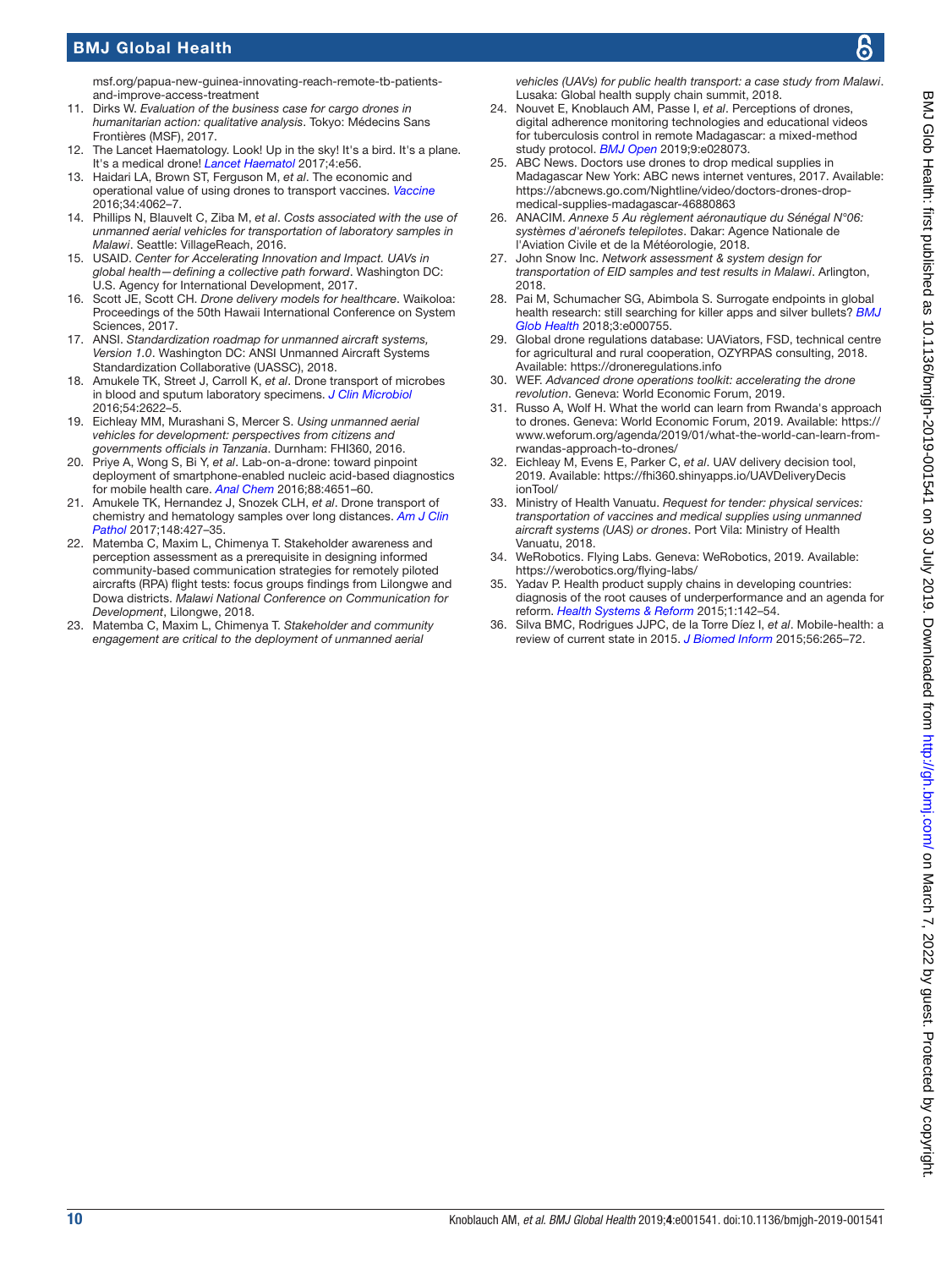msf.org/papua-new-guinea-innovating-reach-remote-tb-patients-and-improve-access-treatment

11. Dirks W. *Evaluation of the business case for cargo drones in humanitarian action: qualitative analysis*. Tokyo: Médecins Sans Frontières (MSF), 2017.
12. The Lancet Haematology. Look! Up in the sky! It's a bird. It's a plane. It's a medical drone! *Lancet Haematol* 2017;4:e56.
13. Haidari LA, Brown ST, Ferguson M, *et al*. The economic and operational value of using drones to transport vaccines. *Vaccine* 2016;34:4062–7.
14. Phillips N, Blauvelt C, Ziba M, *et al*. *Costs associated with the use of unmanned aerial vehicles for transportation of laboratory samples in Malawi*. Seattle: VillageReach, 2016.
15. USAID. *Center for Accelerating Innovation and Impact. UAVs in global health—defining a collective path forward*. Washington DC: U.S. Agency for International Development, 2017.
16. Scott JE, Scott CH. *Drone delivery models for healthcare*. Waikoloa: Proceedings of the 50th Hawaii International Conference on System Sciences, 2017.
17. ANSI. *Standardization roadmap for unmanned aircraft systems, Version 1.0*. Washington DC: ANSI Unmanned Aircraft Systems Standardization Collaborative (UASSC), 2018.
18. Amukele TK, Street J, Carroll K, *et al*. Drone transport of microbes in blood and sputum laboratory specimens. *J Clin Microbiol* 2016;54:2622–5.
19. Eichleay MM, Murashani S, Mercer S. *Using unmanned aerial vehicles for development: perspectives from citizens and governments officials in Tanzania*. Durnham: FHI360, 2016.
20. Priye A, Wong S, Bi Y, *et al*. Lab-on-a-drone: toward pinpoint deployment of smartphone-enabled nucleic acid-based diagnostics for mobile health care. *Anal Chem* 2016;88:4651–60.
21. Amukele TK, Hernandez J, Snozek CLH, *et al*. Drone transport of chemistry and hematology samples over long distances. *Am J Clin Pathol* 2017;148:427–35.
22. Matemba C, Maxim L, Chimenya T. Stakeholder awareness and perception assessment as a prerequisite in designing informed community-based communication strategies for remotely piloted aircrafts (RPA) flight tests: focus groups findings from Lilongwe and Dowa districts. *Malawi National Conference on Communication for Development*, Lilongwe, 2018.
23. Matemba C, Maxim L, Chimenya T. *Stakeholder and community engagement are critical to the deployment of unmanned aerial vehicles (UAVs) for public health transport: a case study from Malawi*. Lusaka: Global health supply chain summit, 2018.
24. Nouvet E, Knoblauch AM, Passe I, *et al*. Perceptions of drones, digital adherence monitoring technologies and educational videos for tuberculosis control in remote Madagascar: a mixed-method study protocol. *BMJ Open* 2019;9:e028073.
25. ABC News. Doctors use drones to drop medical supplies in Madagascar New York: ABC news internet ventures, 2017. Available: https://abcnews.go.com/Nightline/video/doctors-drones-drop-medical-supplies-madagascar-46880863
26. ANACIM. *Annexe 5 Au règlement aéronautique du Sénégal N°06: systèmes d'aéronefs telepilotes*. Dakar: Agence Nationale de l'Aviation Civile et de la Météorologie, 2018.
27. John Snow Inc. *Network assessment & system design for transportation of EID samples and test results in Malawi*. Arlington, 2018.
28. Pai M, Schumacher SG, Abimbola S. Surrogate endpoints in global health research: still searching for killer apps and silver bullets? *BMJ Glob Health* 2018;3:e000755.
29. Global drone regulations database: UAViators, FSD, technical centre for agricultural and rural cooperation, OZYRPAS consulting, 2018. Available: https://droneregulations.info
30. WEF. *Advanced drone operations toolkit: accelerating the drone revolution*. Geneva: World Economic Forum, 2019.
31. Russo A, Wolf H. What the world can learn from Rwanda's approach to drones. Geneva: World Economic Forum, 2019. Available: https://www.weforum.org/agenda/2019/01/what-the-world-can-learn-from-rwandas-approach-to-drones/
32. Eichleay M, Evens E, Parker C, *et al*. UAV delivery decision tool, 2019. Available: https://fhi360.shinyapps.io/UAVDeliveryDecisionTool/
33. Ministry of Health Vanuatu. *Request for tender: physical services: transportation of vaccines and medical supplies using unmanned aircraft systems (UAS) or drones*. Port Vila: Ministry of Health Vanuatu, 2018.
34. WeRobotics. Flying Labs. Geneva: WeRobotics, 2019. Available: https://werobotics.org/flying-labs/
35. Yadav P. Health product supply chains in developing countries: diagnosis of the root causes of underperformance and an agenda for reform. *Health Systems & Reform* 2015;1:142–54.
36. Silva BMC, Rodrigues JJPC, de la Torre Díez I, *et al*. Mobile-health: a review of current state in 2015. *J Biomed Inform* 2015;56:265–72.